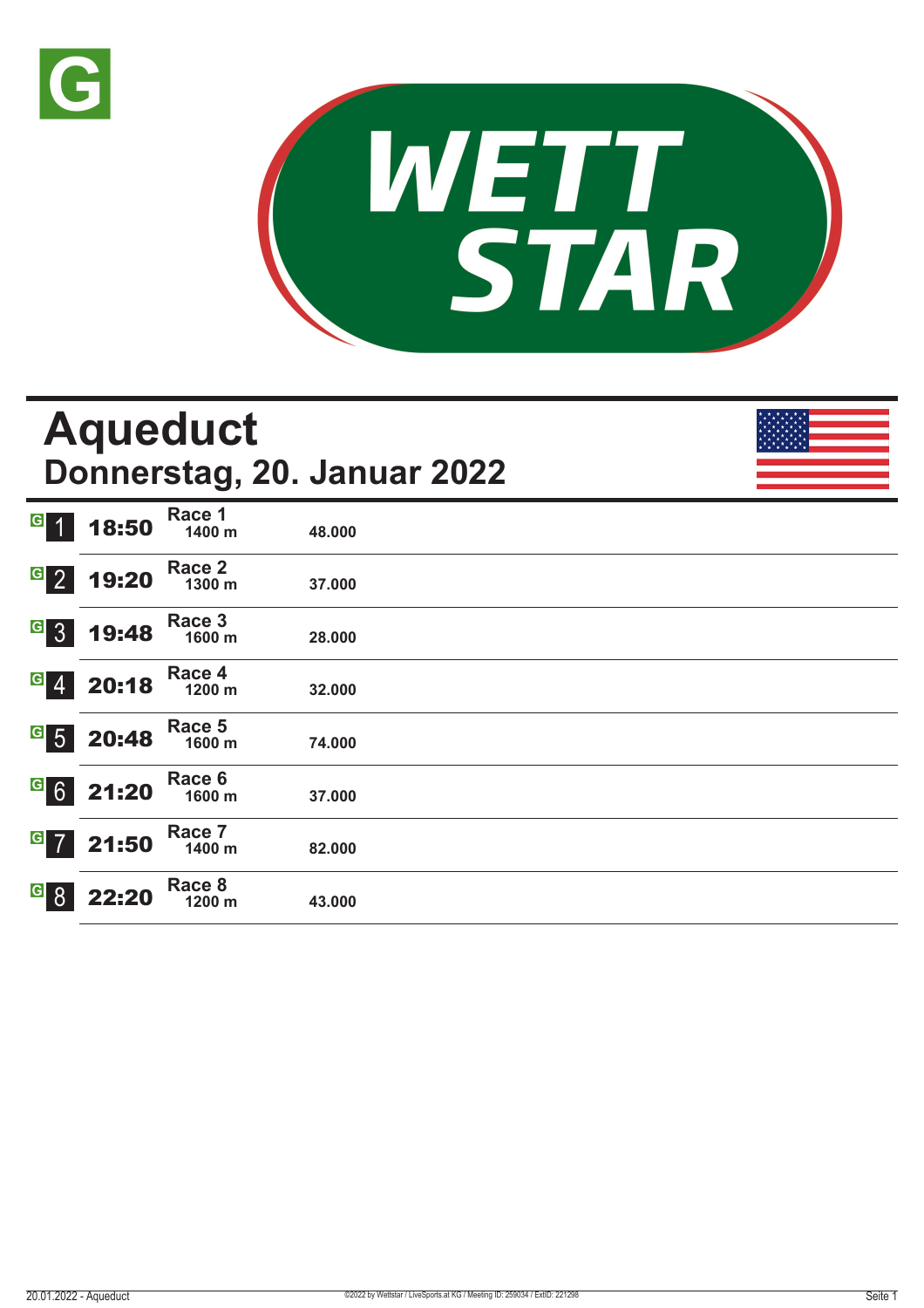# Aqueduct

## Donnerstag, 20. Januar 2022

| | Zeit | Rennen | Distanz | Preisgeld |
|---|---|---|---|---|
| 1 | 18:50 | Race 1 | 1400 m | 48.000 |
| 2 | 19:20 | Race 2 | 1300 m | 37.000 |
| 3 | 19:48 | Race 3 | 1600 m | 28.000 |
| 4 | 20:18 | Race 4 | 1200 m | 32.000 |
| 5 | 20:48 | Race 5 | 1600 m | 74.000 |
| 6 | 21:20 | Race 6 | 1600 m | 37.000 |
| 7 | 21:50 | Race 7 | 1400 m | 82.000 |
| 8 | 22:20 | Race 8 | 1200 m | 43.000 |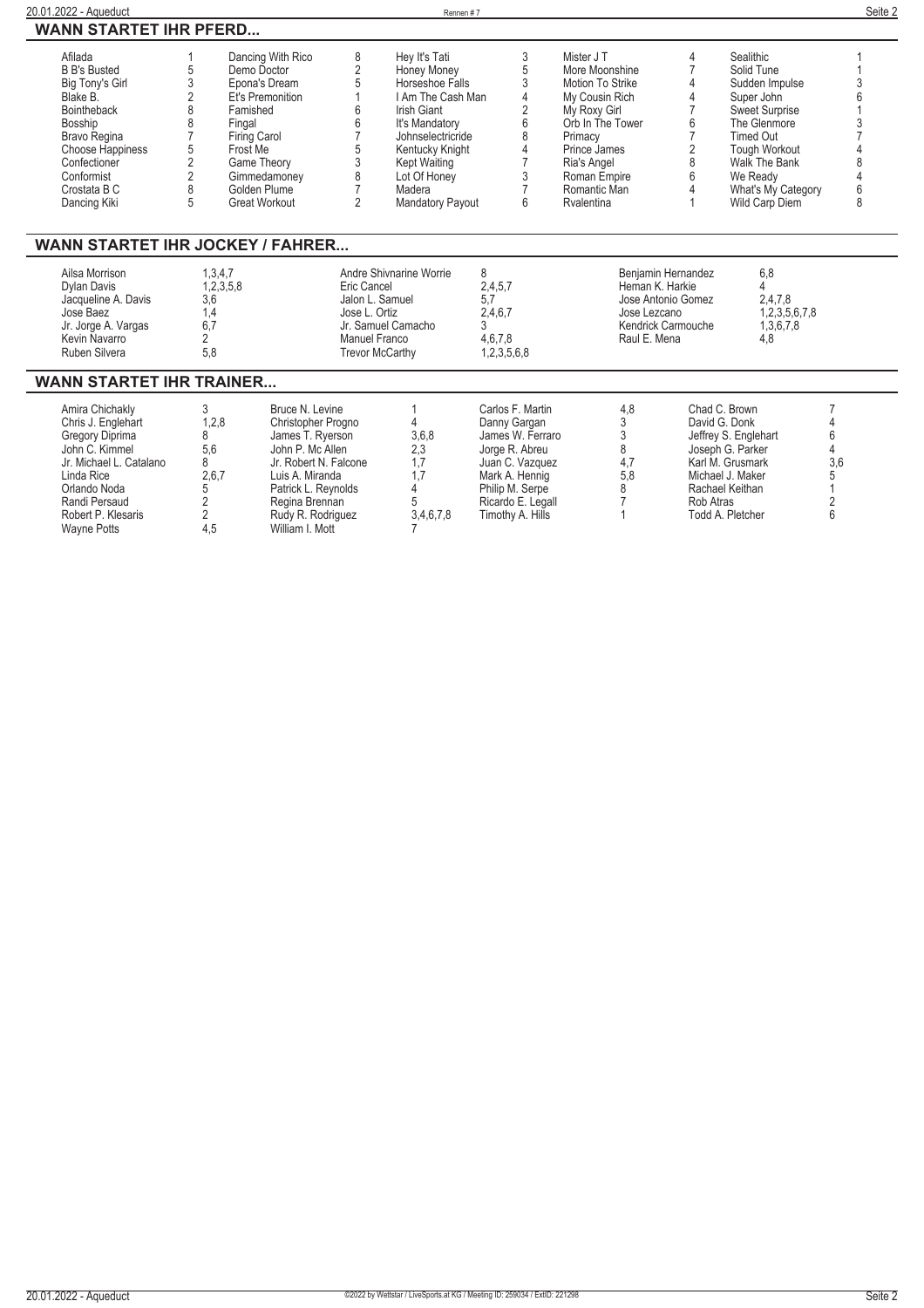## WANN STARTET IHR PFERD...

| Pferd | Rennen | Pferd | Rennen | Pferd | Rennen | Pferd | Rennen | Pferd | Rennen |
|---|---|---|---|---|---|---|---|---|---|
| Afilada | 1 | Dancing With Rico | 8 | Hey It's Tati | 3 | Mister J T | 4 | Sealithic | 1 |
| B B's Busted | 5 | Demo Doctor | 2 | Honey Money | 5 | More Moonshine | 7 | Solid Tune | 1 |
| Big Tony's Girl | 3 | Epona's Dream | 5 | Horseshoe Falls | 3 | Motion To Strike | 4 | Sudden Impulse | 3 |
| Blake B. | 2 | Et's Premonition | 1 | I Am The Cash Man | 4 | My Cousin Rich | 4 | Super John | 6 |
| Bointheback | 8 | Famished | 6 | Irish Giant | 2 | My Roxy Girl | 7 | Sweet Surprise | 1 |
| Bosship | 8 | Fingal | 6 | It's Mandatory | 6 | Orb In The Tower | 6 | The Glenmore | 3 |
| Bravo Regina | 7 | Firing Carol | 7 | Johnselectricride | 8 | Primacy | 7 | Timed Out | 7 |
| Choose Happiness | 5 | Frost Me | 5 | Kentucky Knight | 4 | Prince James | 2 | Tough Workout | 4 |
| Confectioner | 2 | Game Theory | 3 | Kept Waiting | 7 | Ria's Angel | 8 | Walk The Bank | 8 |
| Conformist | 2 | Gimmedamoney | 8 | Lot Of Honey | 3 | Roman Empire | 6 | We Ready | 4 |
| Crostata B C | 8 | Golden Plume | 7 | Madera | 7 | Romantic Man | 4 | What's My Category | 6 |
| Dancing Kiki | 5 | Great Workout | 2 | Mandatory Payout | 6 | Rvalentina | 1 | Wild Carp Diem | 8 |

## WANN STARTET IHR JOCKEY / FAHRER...

| Jockey | Rennen | Jockey | Rennen | Jockey | Rennen |
|---|---|---|---|---|---|
| Ailsa Morrison | 1,3,4,7 | Andre Shivnarine Worrie | 8 | Benjamin Hernandez | 6,8 |
| Dylan Davis | 1,2,3,5,8 | Eric Cancel | 2,4,5,7 | Heman K. Harkie | 4 |
| Jacqueline A. Davis | 3,6 | Jalon L. Samuel | 5,7 | Jose Antonio Gomez | 2,4,7,8 |
| Jose Baez | 1,4 | Jose L. Ortiz | 2,4,6,7 | Jose Lezcano | 1,2,3,5,6,7,8 |
| Jr. Jorge A. Vargas | 6,7 | Jr. Samuel Camacho | 3 | Kendrick Carmouche | 1,3,6,7,8 |
| Kevin Navarro | 2 | Manuel Franco | 4,6,7,8 | Raul E. Mena | 4,8 |
| Ruben Silvera | 5,8 | Trevor McCarthy | 1,2,3,5,6,8 | | |

## WANN STARTET IHR TRAINER...

| Trainer | Rennen | Trainer | Rennen | Trainer | Rennen | Trainer | Rennen |
|---|---|---|---|---|---|---|---|
| Amira Chichakly | 3 | Bruce N. Levine | 1 | Carlos F. Martin | 4,8 | Chad C. Brown | 7 |
| Chris J. Englehart | 1,2,8 | Christopher Progno | 4 | Danny Gargan | 3 | David G. Donk | 4 |
| Gregory Diprima | 8 | James T. Ryerson | 3,6,8 | James W. Ferraro | 3 | Jeffrey S. Englehart | 6 |
| John C. Kimmel | 5,6 | John P. Mc Allen | 2,3 | Jorge R. Abreu | 8 | Joseph G. Parker | 4 |
| Jr. Michael L. Catalano | 8 | Jr. Robert N. Falcone | 1,7 | Juan C. Vazquez | 4,7 | Karl M. Grusmark | 3,6 |
| Linda Rice | 2,6,7 | Luis A. Miranda | 1,7 | Mark A. Hennig | 5,8 | Michael J. Maker | 5 |
| Orlando Noda | 5 | Patrick L. Reynolds | 4 | Philip M. Serpe | 8 | Rachael Keithan | 1 |
| Randi Persaud | 2 | Regina Brennan | 5 | Ricardo E. Legall | 7 | Rob Atras | 2 |
| Robert P. Klesaris | 2 | Rudy R. Rodriguez | 3,4,6,7,8 | Timothy A. Hills | 1 | Todd A. Pletcher | 6 |
| Wayne Potts | 4,5 | William I. Mott | 7 | | | | |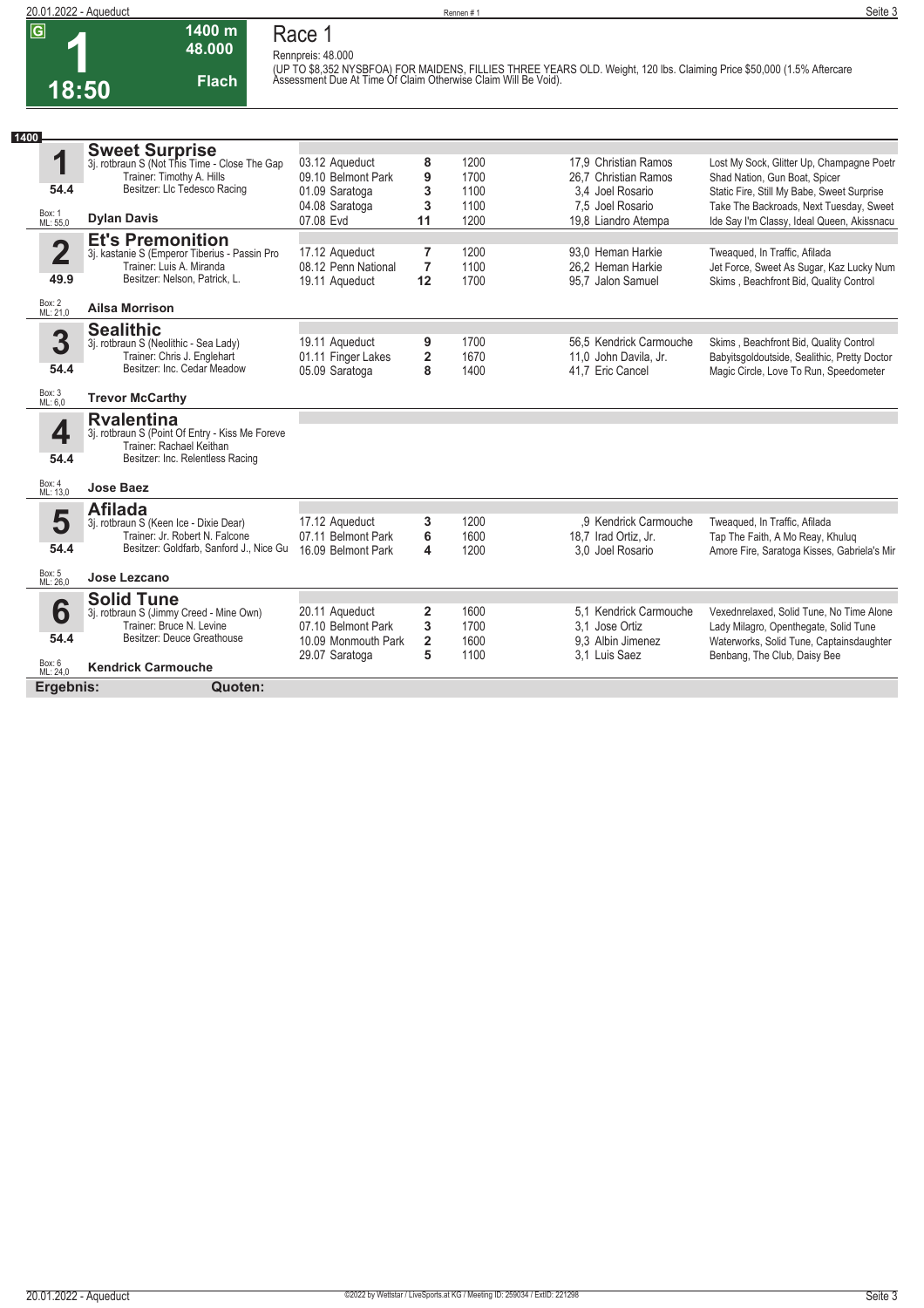# Race 1

**1** — 18:50 — 1400 m — 48.000 — Flach

Rennpreis: 48.000

(UP TO $8,352 NYSBFOA) FOR MAIDENS, FILLIES THREE YEARS OLD. Weight, 120 lbs. Claiming Price $50,000 (1.5% Aftercare Assessment Due At Time Of Claim Otherwise Claim Will Be Void).

**1400**

## 1 Sweet Surprise
3j. rotbraun S (Not This Time - Close The Gap)
Trainer: Timothy A. Hills
Besitzer: Llc Tedesco Racing
54.4
Box: 1 ML: 55,0
**Dylan Davis**

| Datum | Bahn | Platz | Distanz | Quote / Jockey | Erste Drei |
|---|---|---|---|---|---|
| 03.12 | Aqueduct | 8 | 1200 | 17,9 Christian Ramos | Lost My Sock, Glitter Up, Champagne Poetr |
| 09.10 | Belmont Park | 9 | 1700 | 26,7 Christian Ramos | Shad Nation, Gun Boat, Spicer |
| 01.09 | Saratoga | 3 | 1100 | 3,4 Joel Rosario | Static Fire, Still My Babe, Sweet Surprise |
| 04.08 | Saratoga | 3 | 1100 | 7,5 Joel Rosario | Take The Backroads, Next Tuesday, Sweet |
| 07.08 | Evd | 11 | 1200 | 19,8 Liandro Atempa | Ide Say I'm Classy, Ideal Queen, Akissnacu |

## 2 Et's Premonition
3j. kastanie S (Emperor Tiberius - Passin Pro)
Trainer: Luis A. Miranda
Besitzer: Nelson, Patrick, L.
49.9
Box: 2 ML: 21,0
**Ailsa Morrison**

| Datum | Bahn | Platz | Distanz | Quote / Jockey | Erste Drei |
|---|---|---|---|---|---|
| 17.12 | Aqueduct | 7 | 1200 | 93,0 Heman Harkie | Tweaqued, In Traffic, Afilada |
| 08.12 | Penn National | 7 | 1100 | 26,2 Heman Harkie | Jet Force, Sweet As Sugar, Kaz Lucky Num |
| 19.11 | Aqueduct | 12 | 1700 | 95,7 Jalon Samuel | Skims , Beachfront Bid, Quality Control |

## 3 Sealithic
3j. rotbraun S (Neolithic - Sea Lady)
Trainer: Chris J. Englehart
Besitzer: Inc. Cedar Meadow
54.4
Box: 3 ML: 6,0
**Trevor McCarthy**

| Datum | Bahn | Platz | Distanz | Quote / Jockey | Erste Drei |
|---|---|---|---|---|---|
| 19.11 | Aqueduct | 9 | 1700 | 56,5 Kendrick Carmouche | Skims , Beachfront Bid, Quality Control |
| 01.11 | Finger Lakes | 2 | 1670 | 11,0 John Davila, Jr. | Babyitsgoldoutside, Sealithic, Pretty Doctor |
| 05.09 | Saratoga | 8 | 1400 | 41,7 Eric Cancel | Magic Circle, Love To Run, Speedometer |

## 4 Rvalentina
3j. rotbraun S (Point Of Entry - Kiss Me Foreve)
Trainer: Rachael Keithan
Besitzer: Inc. Relentless Racing
54.4
Box: 4 ML: 13,0
**Jose Baez**

## 5 Afilada
3j. rotbraun S (Keen Ice - Dixie Dear)
Trainer: Jr. Robert N. Falcone
Besitzer: Goldfarb, Sanford J., Nice Gu
54.4
Box: 5 ML: 26,0
**Jose Lezcano**

| Datum | Bahn | Platz | Distanz | Quote / Jockey | Erste Drei |
|---|---|---|---|---|---|
| 17.12 | Aqueduct | 3 | 1200 | ,9 Kendrick Carmouche | Tweaqued, In Traffic, Afilada |
| 07.11 | Belmont Park | 6 | 1600 | 18,7 Irad Ortiz, Jr. | Tap The Faith, A Mo Reay, Khuluq |
| 16.09 | Belmont Park | 4 | 1200 | 3,0 Joel Rosario | Amore Fire, Saratoga Kisses, Gabriela's Mir |

## 6 Solid Tune
3j. rotbraun S (Jimmy Creed - Mine Own)
Trainer: Bruce N. Levine
Besitzer: Deuce Greathouse
54.4
Box: 6 ML: 24,0
**Kendrick Carmouche**

| Datum | Bahn | Platz | Distanz | Quote / Jockey | Erste Drei |
|---|---|---|---|---|---|
| 20.11 | Aqueduct | 2 | 1600 | 5,1 Kendrick Carmouche | Vexednrelaxed, Solid Tune, No Time Alone |
| 07.10 | Belmont Park | 3 | 1700 | 3,1 Jose Ortiz | Lady Milagro, Openthegate, Solid Tune |
| 10.09 | Monmouth Park | 2 | 1600 | 9,3 Albin Jimenez | Waterworks, Solid Tune, Captainsdaughter |
| 29.07 | Saratoga | 5 | 1100 | 3,1 Luis Saez | Benbang, The Club, Daisy Bee |

**Ergebnis:** **Quoten:**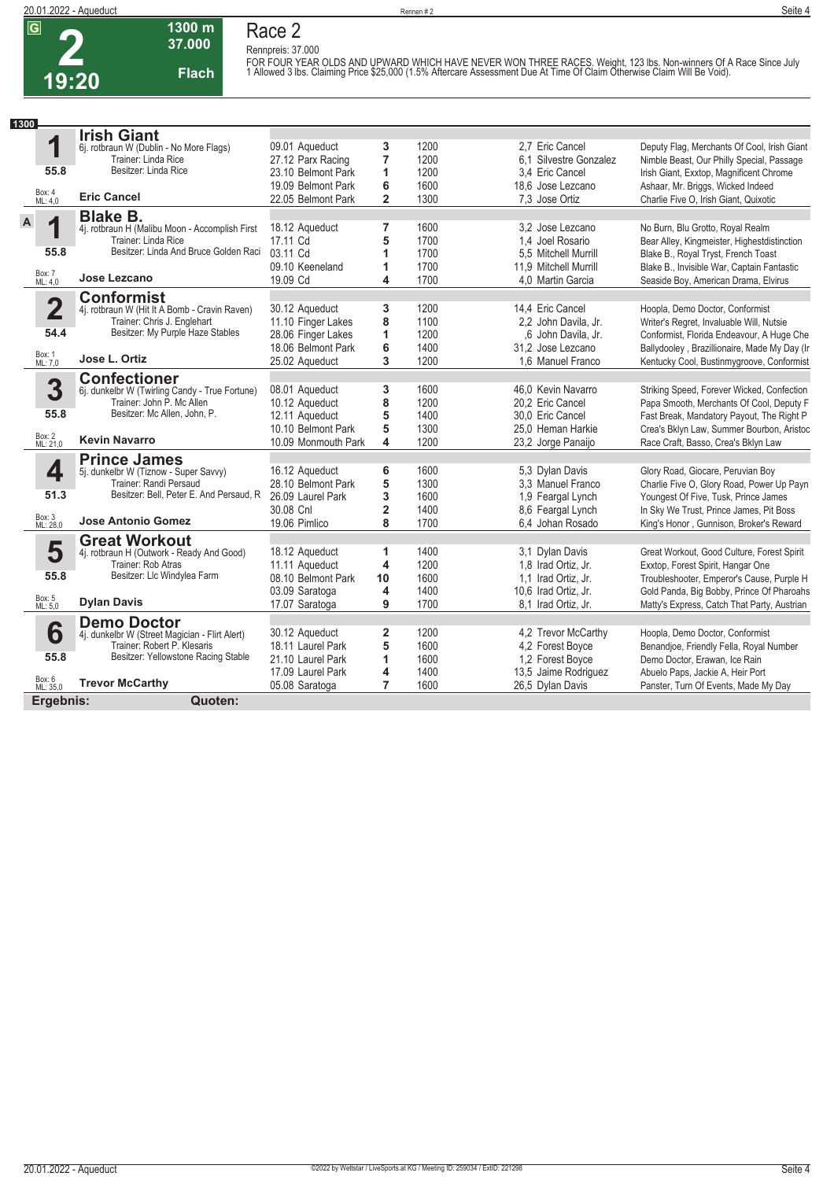# Race 2

**G** **2** 19:20 — 1300 m — 37.000 — Flach

Rennpreis: 37.000

FOR FOUR YEAR OLDS AND UPWARD WHICH HAVE NEVER WON THREE RACES. Weight, 123 lbs. Non-winners Of A Race Since July 1 Allowed 3 lbs. Claiming Price $25,000 (1.5% Aftercare Assessment Due At Time Of Claim Otherwise Claim Will Be Void).

**1300**

## 1 Irish Giant
6j. rotbraun W (Dublin - No More Flags)
Trainer: Linda Rice
Besitzer: Linda Rice
55.8
Box: 4 ML: 4,0
**Eric Cancel**

| Datum | Bahn | Platz | Distanz | Quote | Jockey | Einlauf |
|---|---|---|---|---|---|---|
| 09.01 | Aqueduct | 3 | 1200 | 2,7 | Eric Cancel | Deputy Flag, Merchants Of Cool, Irish Giant |
| 27.12 | Parx Racing | 7 | 1200 | 6,1 | Silvestre Gonzalez | Nimble Beast, Our Philly Special, Passage |
| 23.10 | Belmont Park | 1 | 1200 | 3,4 | Eric Cancel | Irish Giant, Exxtop, Magnificent Chrome |
| 19.09 | Belmont Park | 6 | 1600 | 18,6 | Jose Lezcano | Ashaar, Mr. Briggs, Wicked Indeed |
| 22.05 | Belmont Park | 2 | 1300 | 7,3 | Jose Ortiz | Charlie Five O, Irish Giant, Quixotic |

## A 1 Blake B.
4j. rotbraun H (Malibu Moon - Accomplish First)
Trainer: Linda Rice
Besitzer: Linda And Bruce Golden Raci
55.8
Box: 7 ML: 4,0
**Jose Lezcano**

| Datum | Bahn | Platz | Distanz | Quote | Jockey | Einlauf |
|---|---|---|---|---|---|---|
| 18.12 | Aqueduct | 7 | 1600 | 3,2 | Jose Lezcano | No Burn, Blu Grotto, Royal Realm |
| 17.11 | Cd | 5 | 1700 | 1,4 | Joel Rosario | Bear Alley, Kingmeister, Highestdistinction |
| 03.11 | Cd | 1 | 1700 | 5,5 | Mitchell Murrill | Blake B., Royal Tryst, French Toast |
| 09.10 | Keeneland | 1 | 1700 | 11,9 | Mitchell Murrill | Blake B., Invisible War, Captain Fantastic |
| 19.09 | Cd | 4 | 1700 | 4,0 | Martin Garcia | Seaside Boy, American Drama, Elvirus |

## 2 Conformist
4j. rotbraun W (Hit It A Bomb - Cravin Raven)
Trainer: Chris J. Englehart
Besitzer: My Purple Haze Stables
54.4
Box: 1 ML: 7,0
**Jose L. Ortiz**

| Datum | Bahn | Platz | Distanz | Quote | Jockey | Einlauf |
|---|---|---|---|---|---|---|
| 30.12 | Aqueduct | 3 | 1200 | 14,4 | Eric Cancel | Hoopla, Demo Doctor, Conformist |
| 11.10 | Finger Lakes | 8 | 1100 | 2,2 | John Davila, Jr. | Writer's Regret, Invaluable Will, Nutsie |
| 28.06 | Finger Lakes | 1 | 1200 | ,6 | John Davila, Jr. | Conformist, Florida Endeavour, A Huge Che |
| 18.06 | Belmont Park | 6 | 1400 | 31,2 | Jose Lezcano | Ballydooley , Brazillionaire, Made My Day (Ir |
| 25.02 | Aqueduct | 3 | 1200 | 1,6 | Manuel Franco | Kentucky Cool, Bustinmygroove, Conformist |

## 3 Confectioner
6j. dunkelbr W (Twirling Candy - True Fortune)
Trainer: John P. Mc Allen
Besitzer: Mc Allen, John, P.
55.8
Box: 2 ML: 21,0
**Kevin Navarro**

| Datum | Bahn | Platz | Distanz | Quote | Jockey | Einlauf |
|---|---|---|---|---|---|---|
| 08.01 | Aqueduct | 3 | 1600 | 46,0 | Kevin Navarro | Striking Speed, Forever Wicked, Confection |
| 10.12 | Aqueduct | 8 | 1200 | 20,2 | Eric Cancel | Papa Smooth, Merchants Of Cool, Deputy F |
| 12.11 | Aqueduct | 5 | 1400 | 30,0 | Eric Cancel | Fast Break, Mandatory Payout, The Right P |
| 10.10 | Belmont Park | 5 | 1300 | 25,0 | Heman Harkie | Crea's Bklyn Law, Summer Bourbon, Aristoc |
| 10.09 | Monmouth Park | 4 | 1200 | 23,2 | Jorge Panaijo | Race Craft, Basso, Crea's Bklyn Law |

## 4 Prince James
5j. dunkelbr W (Tiznow - Super Savvy)
Trainer: Randi Persaud
Besitzer: Bell, Peter E. And Persaud, R
51.3
Box: 3 ML: 28,0
**Jose Antonio Gomez**

| Datum | Bahn | Platz | Distanz | Quote | Jockey | Einlauf |
|---|---|---|---|---|---|---|
| 16.12 | Aqueduct | 6 | 1600 | 5,3 | Dylan Davis | Glory Road, Giocare, Peruvian Boy |
| 28.10 | Belmont Park | 5 | 1300 | 3,3 | Manuel Franco | Charlie Five O, Glory Road, Power Up Payn |
| 26.09 | Laurel Park | 3 | 1600 | 1,9 | Feargal Lynch | Youngest Of Five, Tusk, Prince James |
| 30.08 | Cnl | 2 | 1400 | 8,6 | Feargal Lynch | In Sky We Trust, Prince James, Pit Boss |
| 19.06 | Pimlico | 8 | 1700 | 6,4 | Johan Rosado | King's Honor , Gunnison, Broker's Reward |

## 5 Great Workout
4j. rotbraun H (Outwork - Ready And Good)
Trainer: Rob Atras
Besitzer: Llc Windylea Farm
55.8
Box: 5 ML: 5,0
**Dylan Davis**

| Datum | Bahn | Platz | Distanz | Quote | Jockey | Einlauf |
|---|---|---|---|---|---|---|
| 18.12 | Aqueduct | 1 | 1400 | 3,1 | Dylan Davis | Great Workout, Good Culture, Forest Spirit |
| 11.11 | Aqueduct | 4 | 1200 | 1,8 | Irad Ortiz, Jr. | Exxtop, Forest Spirit, Hangar One |
| 08.10 | Belmont Park | 10 | 1600 | 1,1 | Irad Ortiz, Jr. | Troubleshooter, Emperor's Cause, Purple H |
| 03.09 | Saratoga | 4 | 1400 | 10,6 | Irad Ortiz, Jr. | Gold Panda, Big Bobby, Prince Of Pharoahs |
| 17.07 | Saratoga | 9 | 1700 | 8,1 | Irad Ortiz, Jr. | Matty's Express, Catch That Party, Austrian |

## 6 Demo Doctor
4j. dunkelbr W (Street Magician - Flirt Alert)
Trainer: Robert P. Klesaris
Besitzer: Yellowstone Racing Stable
55.8
Box: 6 ML: 35,0
**Trevor McCarthy**

| Datum | Bahn | Platz | Distanz | Quote | Jockey | Einlauf |
|---|---|---|---|---|---|---|
| 30.12 | Aqueduct | 2 | 1200 | 4,2 | Trevor McCarthy | Hoopla, Demo Doctor, Conformist |
| 18.11 | Laurel Park | 5 | 1600 | 4,2 | Forest Boyce | Benandjoe, Friendly Fella, Royal Number |
| 21.10 | Laurel Park | 1 | 1600 | 1,2 | Forest Boyce | Demo Doctor, Erawan, Ice Rain |
| 17.09 | Laurel Park | 4 | 1400 | 13,5 | Jaime Rodriguez | Abuelo Paps, Jackie A, Heir Port |
| 05.08 | Saratoga | 7 | 1600 | 26,5 | Dylan Davis | Panster, Turn Of Events, Made My Day |

**Ergebnis:** **Quoten:**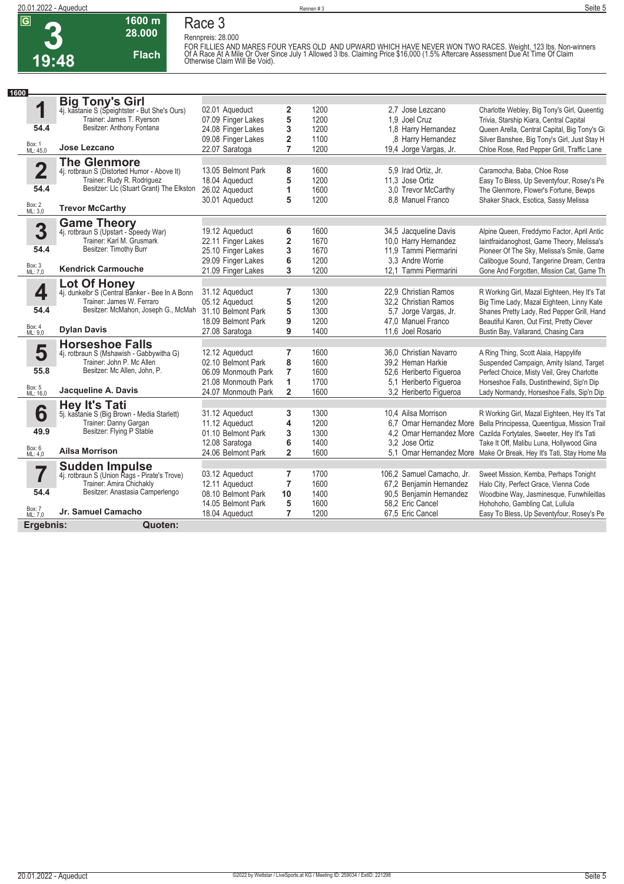# 3

**19:48** | **1600 m** | **28.000** | **Flach**

## Race 3

Rennpreis: 28.000

FOR FILLIES AND MARES FOUR YEARS OLD AND UPWARD WHICH HAVE NEVER WON TWO RACES. Weight, 123 lbs. Non-winners Of A Race At A Mile Or Over Since July 1 Allowed 3 lbs. Claiming Price $16,000 (1.5% Aftercare Assessment Due At Time Of Claim Otherwise Claim Will Be Void).

**1600**

### 1 Big Tony's Girl
4j. kastanie S (Speightster - But She's Ours)
Trainer: James T. Ryerson
Besitzer: Anthony Fontana
54.4
Box: 1, ML: 45,0
**Jose Lezcano**

| Datum | Bahn | Platz | Distanz | Quote / Jockey | Einlauf |
|---|---|---|---|---|---|
| 02.01 | Aqueduct | 2 | 1200 | 2,7 Jose Lezcano | Charlotte Webley, Big Tony's Girl, Queentig |
| 07.09 | Finger Lakes | 5 | 1200 | 1,9 Joel Cruz | Trivia, Starship Kiara, Central Capital |
| 24.08 | Finger Lakes | 3 | 1200 | 1,8 Harry Hernandez | Queen Arella, Central Capital, Big Tony's Gi |
| 09.08 | Finger Lakes | 2 | 1100 | ,8 Harry Hernandez | Silver Banshee, Big Tony's Girl, Just Stay H |
| 22.07 | Saratoga | 7 | 1200 | 19,4 Jorge Vargas, Jr. | Chloe Rose, Red Pepper Grill, Traffic Lane |

### 2 The Glenmore
4j. rotbraun S (Distorted Humor - Above It)
Trainer: Rudy R. Rodriguez
Besitzer: Llc (Stuart Grant) The Elkston
54.4
Box: 2, ML: 3,0
**Trevor McCarthy**

| Datum | Bahn | Platz | Distanz | Quote / Jockey | Einlauf |
|---|---|---|---|---|---|
| 13.05 | Belmont Park | 8 | 1600 | 5,9 Irad Ortiz, Jr. | Caramocha, Baba, Chloe Rose |
| 18.04 | Aqueduct | 5 | 1200 | 11,3 Jose Ortiz | Easy To Bless, Up Seventyfour, Rosey's Pe |
| 26.02 | Aqueduct | 1 | 1600 | 3,0 Trevor McCarthy | The Glenmore, Flower's Fortune, Bewps |
| 30.01 | Aqueduct | 5 | 1200 | 8,8 Manuel Franco | Shaker Shack, Esotica, Sassy Melissa |

### 3 Game Theory
4j. rotbraun S (Upstart - Speedy War)
Trainer: Karl M. Grusmark
Besitzer: Timothy Burr
54.4
Box: 3, ML: 7,0
**Kendrick Carmouche**

| Datum | Bahn | Platz | Distanz | Quote / Jockey | Einlauf |
|---|---|---|---|---|---|
| 19.12 | Aqueduct | 6 | 1600 | 34,5 Jacqueline Davis | Alpine Queen, Freddymo Factor, April Antic |
| 22.11 | Finger Lakes | 2 | 1670 | 10,0 Harry Hernandez | Iaintfraidanoghost, Game Theory, Melissa's |
| 25.10 | Finger Lakes | 3 | 1670 | 11,9 Tammi Piermarini | Pioneer Of The Sky, Melissa's Smile, Game |
| 29.09 | Finger Lakes | 6 | 1200 | 3,3 Andre Worrie | Calibogue Sound, Tangerine Dream, Centra |
| 21.09 | Finger Lakes | 3 | 1200 | 12,1 Tammi Piermarini | Gone And Forgotten, Mission Cat, Game Th |

### 4 Lot Of Honey
4j. dunkelbr S (Central Banker - Bee In A Bonn
Trainer: James W. Ferraro
Besitzer: McMahon, Joseph G., McMah
54.4
Box: 4, ML: 9,0
**Dylan Davis**

| Datum | Bahn | Platz | Distanz | Quote / Jockey | Einlauf |
|---|---|---|---|---|---|
| 31.12 | Aqueduct | 7 | 1300 | 22,9 Christian Ramos | R Working Girl, Mazal Eighteen, Hey It's Tat |
| 05.12 | Aqueduct | 5 | 1200 | 32,2 Christian Ramos | Big Time Lady, Mazal Eighteen, Linny Kate |
| 31.10 | Belmont Park | 5 | 1300 | 5,7 Jorge Vargas, Jr. | Shanes Pretty Lady, Red Pepper Grill, Hand |
| 18.09 | Belmont Park | 9 | 1200 | 47,0 Manuel Franco | Beautiful Karen, Out First, Pretty Clever |
| 27.08 | Saratoga | 9 | 1400 | 11,6 Joel Rosario | Bustin Bay, Vallarand, Chasing Cara |

### 5 Horseshoe Falls
4j. rotbraun S (Mshawish - Gabbywitha G)
Trainer: John P. Mc Allen
Besitzer: Mc Allen, John, P.
55.8
Box: 5, ML: 16,0
**Jacqueline A. Davis**

| Datum | Bahn | Platz | Distanz | Quote / Jockey | Einlauf |
|---|---|---|---|---|---|
| 12.12 | Aqueduct | 7 | 1600 | 36,0 Christian Navarro | A Ring Thing, Scott Alaia, Happylife |
| 02.10 | Belmont Park | 8 | 1600 | 39,2 Heman Harkie | Suspended Campaign, Amity Island, Target |
| 06.09 | Monmouth Park | 7 | 1600 | 52,6 Heriberto Figueroa | Perfect Choice, Misty Veil, Grey Charlotte |
| 21.08 | Monmouth Park | 1 | 1700 | 5,1 Heriberto Figueroa | Horseshoe Falls, Dustinthewind, Sip'n Dip |
| 24.07 | Monmouth Park | 2 | 1600 | 3,2 Heriberto Figueroa | Lady Normandy, Horseshoe Falls, Sip'n Dip |

### 6 Hey It's Tati
5j. kastanie S (Big Brown - Media Starlett)
Trainer: Danny Gargan
Besitzer: Flying P Stable
49.9
Box: 6, ML: 4,0
**Ailsa Morrison**

| Datum | Bahn | Platz | Distanz | Quote / Jockey | Einlauf |
|---|---|---|---|---|---|
| 31.12 | Aqueduct | 3 | 1300 | 10,4 Ailsa Morrison | R Working Girl, Mazal Eighteen, Hey It's Tat |
| 11.12 | Aqueduct | 4 | 1200 | 6,7 Omar Hernandez More | Bella Principessa, Queentigua, Mission Trail |
| 01.10 | Belmont Park | 3 | 1300 | 4,2 Omar Hernandez More | Cazilda Fortytales, Sweeter, Hey It's Tati |
| 12.08 | Saratoga | 6 | 1400 | 3,2 Jose Ortiz | Take It Off, Malibu Luna, Hollywood Gina |
| 24.06 | Belmont Park | 2 | 1600 | 5,1 Omar Hernandez More | Make Or Break, Hey It's Tati, Stay Home Ma |

### 7 Sudden Impulse
4j. rotbraun S (Union Rags - Pirate's Trove)
Trainer: Amira Chichakly
Besitzer: Anastasia Camperlengo
54.4
Box: 7, ML: 7,0
**Jr. Samuel Camacho**

| Datum | Bahn | Platz | Distanz | Quote / Jockey | Einlauf |
|---|---|---|---|---|---|
| 03.12 | Aqueduct | 7 | 1700 | 106,2 Samuel Camacho, Jr. | Sweet Mission, Kemba, Perhaps Tonight |
| 12.11 | Aqueduct | 7 | 1600 | 67,2 Benjamin Hernandez | Halo City, Perfect Grace, Vienna Code |
| 08.10 | Belmont Park | 10 | 1400 | 90,5 Benjamin Hernandez | Woodbine Way, Jasminesque, Funwhileitlas |
| 14.05 | Belmont Park | 5 | 1600 | 58,2 Eric Cancel | Hohohoho, Gambling Cat, Lullula |
| 18.04 | Aqueduct | 7 | 1200 | 67,5 Eric Cancel | Easy To Bless, Up Seventyfour, Rosey's Pe |

**Ergebnis:** **Quoten:**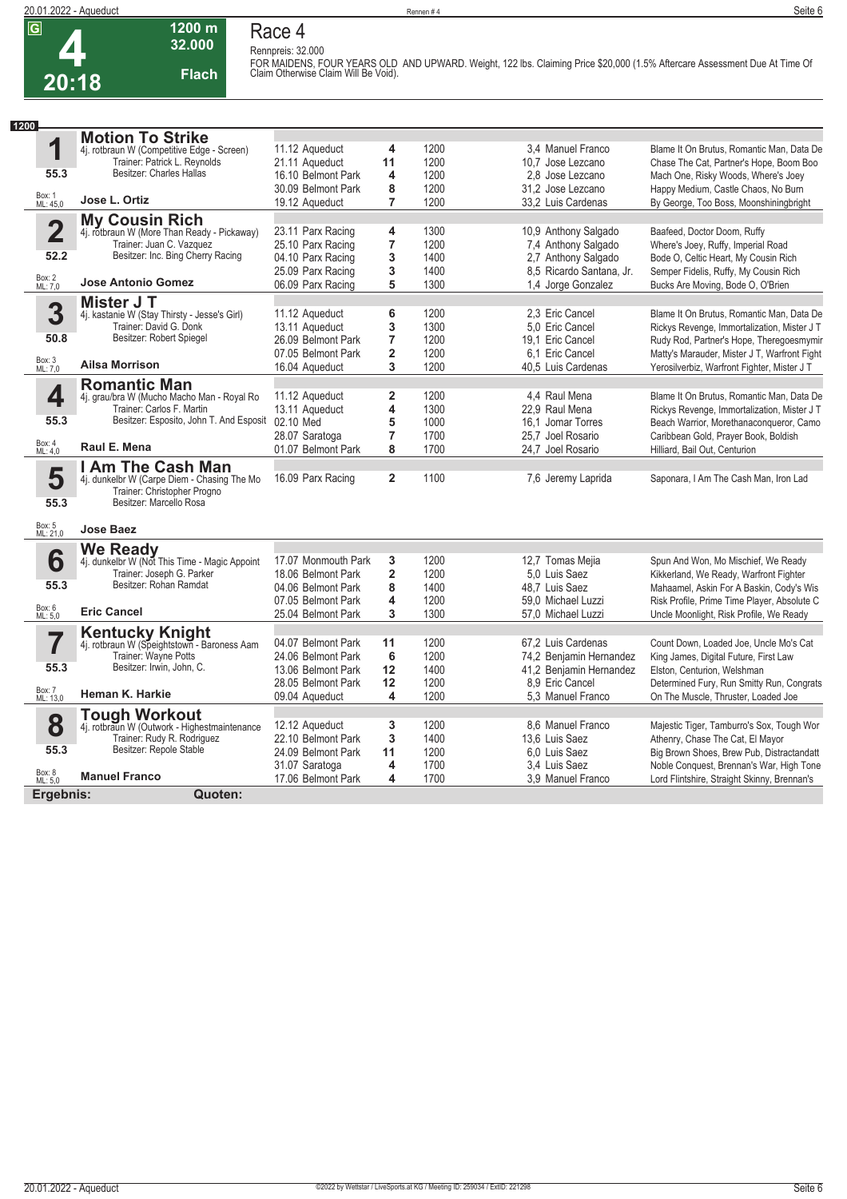# Race 4

**4** | 20:18 | 1200 m | 32.000 | Flach

Rennpreis: 32.000

FOR MAIDENS, FOUR YEARS OLD AND UPWARD. Weight, 122 lbs. Claiming Price $20,000 (1.5% Aftercare Assessment Due At Time Of Claim Otherwise Claim Will Be Void).

**1200**

## 1 Motion To Strike
4j. rotbraun W (Competitive Edge - Screen)
Trainer: Patrick L. Reynolds
Besitzer: Charles Hallas
55.3 | Box: 1 | ML: 45,0
**Jose L. Ortiz**

| Datum | Bahn | Platz | Distanz | Quote / Jockey | Einlauf |
|---|---|---|---|---|---|
| 11.12 | Aqueduct | 4 | 1200 | 3,4 Manuel Franco | Blame It On Brutus, Romantic Man, Data De |
| 21.11 | Aqueduct | 11 | 1200 | 10,7 Jose Lezcano | Chase The Cat, Partner's Hope, Boom Boo |
| 16.10 | Belmont Park | 4 | 1200 | 2,8 Jose Lezcano | Mach One, Risky Woods, Where's Joey |
| 30.09 | Belmont Park | 8 | 1200 | 31,2 Jose Lezcano | Happy Medium, Castle Chaos, No Burn |
| 19.12 | Aqueduct | 7 | 1200 | 33,2 Luis Cardenas | By George, Too Boss, Moonshiningbright |

## 2 My Cousin Rich
4j. rotbraun W (More Than Ready - Pickaway)
Trainer: Juan C. Vazquez
Besitzer: Inc. Bing Cherry Racing
52.2 | Box: 2 | ML: 7,0
**Jose Antonio Gomez**

| Datum | Bahn | Platz | Distanz | Quote / Jockey | Einlauf |
|---|---|---|---|---|---|
| 23.11 | Parx Racing | 4 | 1300 | 10,9 Anthony Salgado | Baafeed, Doctor Doom, Ruffy |
| 25.10 | Parx Racing | 7 | 1200 | 7,4 Anthony Salgado | Where's Joey, Ruffy, Imperial Road |
| 04.10 | Parx Racing | 3 | 1400 | 2,7 Anthony Salgado | Bode O, Celtic Heart, My Cousin Rich |
| 25.09 | Parx Racing | 3 | 1400 | 8,5 Ricardo Santana, Jr. | Semper Fidelis, Ruffy, My Cousin Rich |
| 06.09 | Parx Racing | 5 | 1300 | 1,4 Jorge Gonzalez | Bucks Are Moving, Bode O, O'Brien |

## 3 Mister J T
4j. kastanie W (Stay Thirsty - Jesse's Girl)
Trainer: David G. Donk
Besitzer: Robert Spiegel
50.8 | Box: 3 | ML: 7,0
**Ailsa Morrison**

| Datum | Bahn | Platz | Distanz | Quote / Jockey | Einlauf |
|---|---|---|---|---|---|
| 11.12 | Aqueduct | 6 | 1200 | 2,3 Eric Cancel | Blame It On Brutus, Romantic Man, Data De |
| 13.11 | Aqueduct | 3 | 1300 | 5,0 Eric Cancel | Rickys Revenge, Immortalization, Mister J T |
| 26.09 | Belmont Park | 7 | 1200 | 19,1 Eric Cancel | Rudy Rod, Partner's Hope, Theregoesmymir |
| 07.05 | Belmont Park | 2 | 1200 | 6,1 Eric Cancel | Matty's Marauder, Mister J T, Warfront Fight |
| 16.04 | Aqueduct | 3 | 1200 | 40,5 Luis Cardenas | Yerosilverbiz, Warfront Fighter, Mister J T |

## 4 Romantic Man
4j. grau/bra W (Mucho Macho Man - Royal Ro
Trainer: Carlos F. Martin
Besitzer: Esposito, John T. And Esposit
55.3 | Box: 4 | ML: 4,0
**Raul E. Mena**

| Datum | Bahn | Platz | Distanz | Quote / Jockey | Einlauf |
|---|---|---|---|---|---|
| 11.12 | Aqueduct | 2 | 1200 | 4,4 Raul Mena | Blame It On Brutus, Romantic Man, Data De |
| 13.11 | Aqueduct | 4 | 1300 | 22,9 Raul Mena | Rickys Revenge, Immortalization, Mister J T |
| 02.10 | Med | 5 | 1000 | 16,1 Jomar Torres | Beach Warrior, Morethanaconqueror, Camo |
| 28.07 | Saratoga | 7 | 1700 | 25,7 Joel Rosario | Caribbean Gold, Prayer Book, Boldish |
| 01.07 | Belmont Park | 8 | 1700 | 24,7 Joel Rosario | Hilliard, Bail Out, Centurion |

## 5 I Am The Cash Man
4j. dunkelbr W (Carpe Diem - Chasing The Mo
Trainer: Christopher Progno
Besitzer: Marcello Rosa
55.3 | Box: 5 | ML: 21,0
**Jose Baez**

| Datum | Bahn | Platz | Distanz | Quote / Jockey | Einlauf |
|---|---|---|---|---|---|
| 16.09 | Parx Racing | 2 | 1100 | 7,6 Jeremy Laprida | Saponara, I Am The Cash Man, Iron Lad |

## 6 We Ready
4j. dunkelbr W (Not This Time - Magic Appoint
Trainer: Joseph G. Parker
Besitzer: Rohan Ramdat
55.3 | Box: 6 | ML: 5,0
**Eric Cancel**

| Datum | Bahn | Platz | Distanz | Quote / Jockey | Einlauf |
|---|---|---|---|---|---|
| 17.07 | Monmouth Park | 3 | 1200 | 12,7 Tomas Mejia | Spun And Won, Mo Mischief, We Ready |
| 18.06 | Belmont Park | 2 | 1200 | 5,0 Luis Saez | Kikkerland, We Ready, Warfront Fighter |
| 04.06 | Belmont Park | 8 | 1400 | 48,7 Luis Saez | Mahaamel, Askin For A Baskin, Cody's Wis |
| 07.05 | Belmont Park | 4 | 1200 | 59,0 Michael Luzzi | Risk Profile, Prime Time Player, Absolute C |
| 25.04 | Belmont Park | 3 | 1300 | 57,0 Michael Luzzi | Uncle Moonlight, Risk Profile, We Ready |

## 7 Kentucky Knight
4j. rotbraun W (Speightstown - Baroness Aam
Trainer: Wayne Potts
Besitzer: Irwin, John, C.
55.3 | Box: 7 | ML: 13,0
**Heman K. Harkie**

| Datum | Bahn | Platz | Distanz | Quote / Jockey | Einlauf |
|---|---|---|---|---|---|
| 04.07 | Belmont Park | 11 | 1200 | 67,2 Luis Cardenas | Count Down, Loaded Joe, Uncle Mo's Cat |
| 24.06 | Belmont Park | 6 | 1200 | 74,2 Benjamin Hernandez | King James, Digital Future, First Law |
| 13.06 | Belmont Park | 12 | 1400 | 41,2 Benjamin Hernandez | Elston, Centurion, Welshman |
| 28.05 | Belmont Park | 12 | 1200 | 8,9 Eric Cancel | Determined Fury, Run Smitty Run, Congrats |
| 09.04 | Aqueduct | 4 | 1200 | 5,3 Manuel Franco | On The Muscle, Thruster, Loaded Joe |

## 8 Tough Workout
4j. rotbraun W (Outwork - Highestmaintenance
Trainer: Rudy R. Rodriguez
Besitzer: Repole Stable
55.3 | Box: 8 | ML: 5,0
**Manuel Franco**

| Datum | Bahn | Platz | Distanz | Quote / Jockey | Einlauf |
|---|---|---|---|---|---|
| 12.12 | Aqueduct | 3 | 1200 | 8,6 Manuel Franco | Majestic Tiger, Tamburro's Sox, Tough Wor |
| 22.10 | Belmont Park | 3 | 1400 | 13,6 Luis Saez | Athenry, Chase The Cat, El Mayor |
| 24.09 | Belmont Park | 11 | 1200 | 6,0 Luis Saez | Big Brown Shoes, Brew Pub, Distractandatt |
| 31.07 | Saratoga | 4 | 1700 | 3,4 Luis Saez | Noble Conquest, Brennan's War, High Tone |
| 17.06 | Belmont Park | 4 | 1700 | 3,9 Manuel Franco | Lord Flintshire, Straight Skinny, Brennan's |

**Ergebnis:** **Quoten:**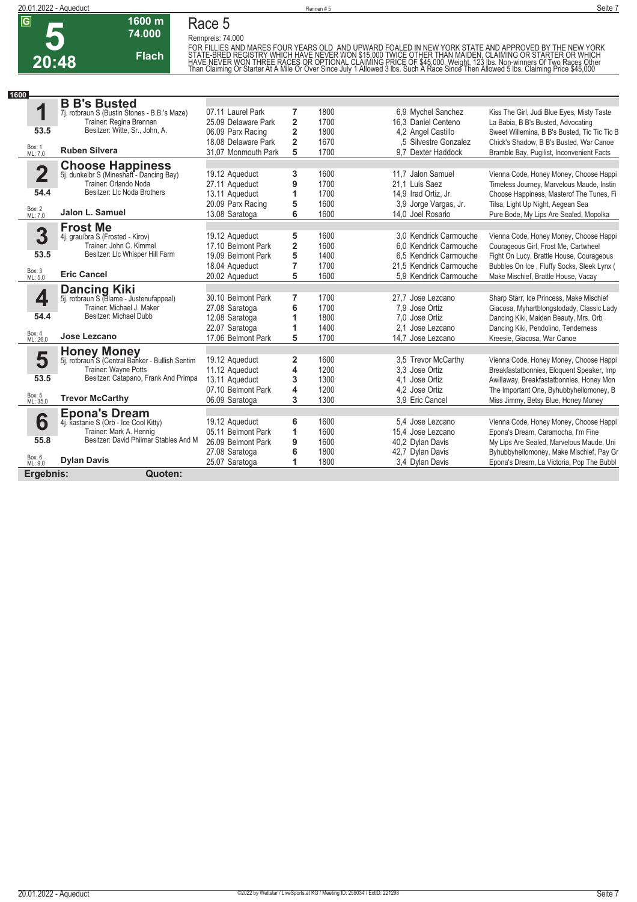# Race 5

**G** | **5** | **20:48** | **1600 m** | **74.000** | **Flach**

Rennpreis: 74.000

FOR FILLIES AND MARES FOUR YEARS OLD AND UPWARD FOALED IN NEW YORK STATE AND APPROVED BY THE NEW YORK STATE-BRED REGISTRY WHICH HAVE NEVER WON $15,000 TWICE OTHER THAN MAIDEN, CLAIMING OR STARTER OR WHICH HAVE NEVER WON THREE RACES OR OPTIONAL CLAIMING PRICE OF $45,000. Weight, 123 lbs. Non-winners Of Two Races Other Than Claiming Or Starter At A Mile Or Over Since July 1 Allowed 3 lbs. Such A Race Since Then Allowed 5 lbs. Claiming Price $45,000

**1600**

| Nr. | Pferd | Datum / Bahn | Platz | Distanz | Quote / Jockey | Einlauf |
|---|---|---|---|---|---|---|
| **1** | **B B's Busted** 7j. rotbraun S (Bustin Stones - B.B.'s Maze) Trainer: Regina Brennan Besitzer: Witte, Sr., John, A. | 07.11 Laurel Park | 7 | 1800 | 6,9 Mychel Sanchez | Kiss The Girl, Judi Blue Eyes, Misty Taste |
| 53.5 | | 25.09 Delaware Park | 2 | 1700 | 16,3 Daniel Centeno | La Babia, B B's Busted, Advocating |
| Box: 1 ML: 7,0 | | 06.09 Parx Racing | 2 | 1800 | 4,2 Angel Castillo | Sweet Willemina, B B's Busted, Tic Tic Tic B |
| | **Ruben Silvera** | 18.08 Delaware Park | 2 | 1670 | ,5 Silvestre Gonzalez | Chick's Shadow, B B's Busted, War Canoe |
| | | 31.07 Monmouth Park | 5 | 1700 | 9,7 Dexter Haddock | Bramble Bay, Pugilist, Inconvenient Facts |
| **2** | **Choose Happiness** 5j. dunkelbr S (Mineshaft - Dancing Bay) Trainer: Orlando Noda Besitzer: Llc Noda Brothers | 19.12 Aqueduct | 3 | 1600 | 11,7 Jalon Samuel | Vienna Code, Honey Money, Choose Happi |
| 54.4 | | 27.11 Aqueduct | 9 | 1700 | 21,1 Luis Saez | Timeless Journey, Marvelous Maude, Instin |
| Box: 2 ML: 7,0 | | 13.11 Aqueduct | 1 | 1700 | 14,9 Irad Ortiz, Jr. | Choose Happiness, Masterof The Tunes, Fi |
| | **Jalon L. Samuel** | 20.09 Parx Racing | 5 | 1600 | 3,9 Jorge Vargas, Jr. | Tilsa, Light Up Night, Aegean Sea |
| | | 13.08 Saratoga | 6 | 1600 | 14,0 Joel Rosario | Pure Bode, My Lips Are Sealed, Mopolka |
| **3** | **Frost Me** 4j. grau/bra S (Frosted - Kirov) Trainer: John C. Kimmel Besitzer: Llc Whisper Hill Farm | 19.12 Aqueduct | 5 | 1600 | 3,0 Kendrick Carmouche | Vienna Code, Honey Money, Choose Happi |
| 53.5 | | 17.10 Belmont Park | 2 | 1600 | 6,0 Kendrick Carmouche | Courageous Girl, Frost Me, Cartwheel |
| Box: 3 ML: 5,0 | | 19.09 Belmont Park | 5 | 1400 | 6,5 Kendrick Carmouche | Fight On Lucy, Brattle House, Courageous |
| | **Eric Cancel** | 18.04 Aqueduct | 7 | 1700 | 21,5 Kendrick Carmouche | Bubbles On Ice , Fluffy Socks, Sleek Lynx ( |
| | | 20.02 Aqueduct | 5 | 1600 | 5,9 Kendrick Carmouche | Make Mischief, Brattle House, Vacay |
| **4** | **Dancing Kiki** 5j. rotbraun S (Blame - Justenufappeal) Trainer: Michael J. Maker Besitzer: Michael Dubb | 30.10 Belmont Park | 7 | 1700 | 27,7 Jose Lezcano | Sharp Starr, Ice Princess, Make Mischief |
| 54.4 | | 27.08 Saratoga | 6 | 1700 | 7,9 Jose Ortiz | Giacosa, Myhartblongstodady, Classic Lady |
| Box: 4 ML: 26,0 | | 12.08 Saratoga | 1 | 1800 | 7,0 Jose Ortiz | Dancing Kiki, Maiden Beauty, Mrs. Orb |
| | **Jose Lezcano** | 22.07 Saratoga | 1 | 1400 | 2,1 Jose Lezcano | Dancing Kiki, Pendolino, Tenderness |
| | | 17.06 Belmont Park | 5 | 1700 | 14,7 Jose Lezcano | Kreesie, Giacosa, War Canoe |
| **5** | **Honey Money** 5j. rotbraun S (Central Banker - Bullish Sentim Trainer: Wayne Potts Besitzer: Catapano, Frank And Primpa | 19.12 Aqueduct | 2 | 1600 | 3,5 Trevor McCarthy | Vienna Code, Honey Money, Choose Happi |
| 53.5 | | 11.12 Aqueduct | 4 | 1200 | 3,3 Jose Ortiz | Breakfastatbonnies, Eloquent Speaker, Imp |
| Box: 5 ML: 35,0 | | 13.11 Aqueduct | 3 | 1300 | 4,1 Jose Ortiz | Awillaway, Breakfastatbonnies, Honey Mon |
| | **Trevor McCarthy** | 07.10 Belmont Park | 4 | 1200 | 4,2 Jose Ortiz | The Important One, Byhubbyhellomoney, B |
| | | 06.09 Saratoga | 3 | 1300 | 3,9 Eric Cancel | Miss Jimmy, Betsy Blue, Honey Money |
| **6** | **Epona's Dream** 4j. kastanie S (Orb - Ice Cool Kitty) Trainer: Mark A. Hennig Besitzer: David Philmar Stables And M | 19.12 Aqueduct | 6 | 1600 | 5,4 Jose Lezcano | Vienna Code, Honey Money, Choose Happi |
| 55.8 | | 05.11 Belmont Park | 1 | 1600 | 15,4 Jose Lezcano | Epona's Dream, Caramocha, I'm Fine |
| Box: 6 ML: 9,0 | | 26.09 Belmont Park | 9 | 1600 | 40,2 Dylan Davis | My Lips Are Sealed, Marvelous Maude, Uni |
| | **Dylan Davis** | 27.08 Saratoga | 6 | 1800 | 42,7 Dylan Davis | Byhubbyhellomoney, Make Mischief, Pay Gr |
| | | 25.07 Saratoga | 1 | 1800 | 3,4 Dylan Davis | Epona's Dream, La Victoria, Pop The Bubbl |

**Ergebnis:** **Quoten:**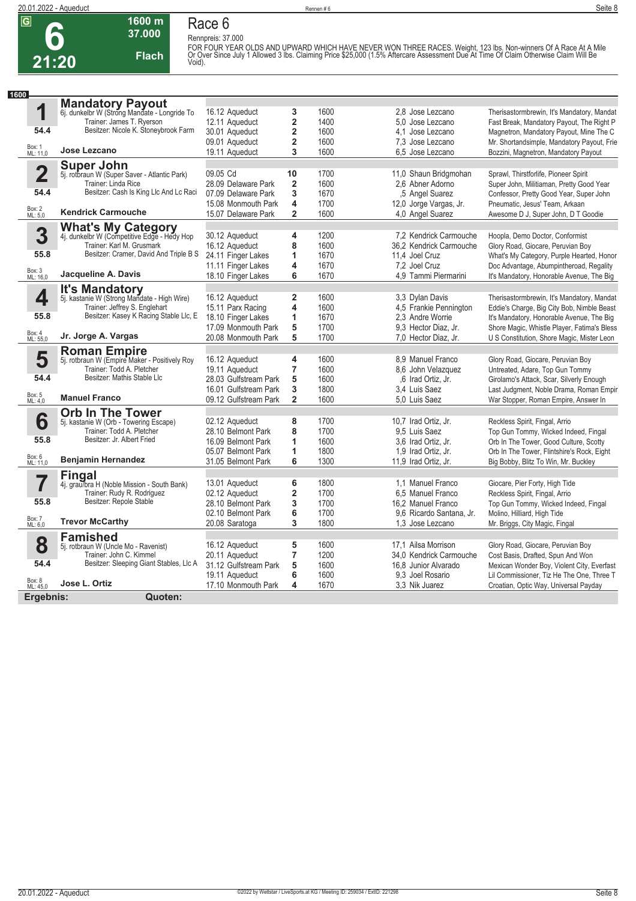# Race 6

**6** | 21:20 | 1600 m | 37.000 | Flach

Rennpreis: 37.000

FOR FOUR YEAR OLDS AND UPWARD WHICH HAVE NEVER WON THREE RACES. Weight, 123 lbs. Non-winners Of A Race At A Mile Or Over Since July 1 Allowed 3 lbs. Claiming Price $25,000 (1.5% Aftercare Assessment Due At Time Of Claim Otherwise Claim Will Be Void).

**1600**

### 1 Mandatory Payout
6j. dunkelbr W (Strong Mandate - Longride To
Trainer: James T. Ryerson
Besitzer: Nicole K. Stoneybrook Farm
54.4
Box: 1 ML: 11,0
**Jose Lezcano**

| Datum | Bahn | Platz | Distanz | Quote | Jockey | Einlauf |
|---|---|---|---|---|---|---|
| 16.12 | Aqueduct | 3 | 1600 | 2,8 | Jose Lezcano | Therisastormbrewin, It's Mandatory, Mandat |
| 12.11 | Aqueduct | 2 | 1400 | 5,0 | Jose Lezcano | Fast Break, Mandatory Payout, The Right P |
| 30.01 | Aqueduct | 2 | 1600 | 4,1 | Jose Lezcano | Magnetron, Mandatory Payout, Mine The C |
| 09.01 | Aqueduct | 2 | 1600 | 7,3 | Jose Lezcano | Mr. Shortandsimple, Mandatory Payout, Frie |
| 19.11 | Aqueduct | 3 | 1600 | 6,5 | Jose Lezcano | Bozzini, Magnetron, Mandatory Payout |

### 2 Super John
5j. rotbraun W (Super Saver - Atlantic Park)
Trainer: Linda Rice
Besitzer: Cash Is King Llc And Lc Raci
54.4
Box: 2 ML: 5,0
**Kendrick Carmouche**

| Datum | Bahn | Platz | Distanz | Quote | Jockey | Einlauf |
|---|---|---|---|---|---|---|
| 09.05 | Cd | 10 | 1700 | 11,0 | Shaun Bridgmohan | Sprawl, Thirstforlife, Pioneer Spirit |
| 28.09 | Delaware Park | 2 | 1600 | 2,6 | Abner Adorno | Super John, Militiaman, Pretty Good Year |
| 07.09 | Delaware Park | 3 | 1670 | ,5 | Angel Suarez | Confessor, Pretty Good Year, Super John |
| 15.08 | Monmouth Park | 4 | 1700 | 12,0 | Jorge Vargas, Jr. | Pneumatic, Jesus' Team, Arkaan |
| 15.07 | Delaware Park | 2 | 1600 | 4,0 | Angel Suarez | Awesome D J, Super John, D T Goodie |

### 3 What's My Category
4j. dunkelbr W (Competitive Edge - Hedy Hop
Trainer: Karl M. Grusmark
Besitzer: Cramer, David And Triple B S
55.8
Box: 3 ML: 16,0
**Jacqueline A. Davis**

| Datum | Bahn | Platz | Distanz | Quote | Jockey | Einlauf |
|---|---|---|---|---|---|---|
| 30.12 | Aqueduct | 4 | 1200 | 7,2 | Kendrick Carmouche | Hoopla, Demo Doctor, Conformist |
| 16.12 | Aqueduct | 8 | 1600 | 36,2 | Kendrick Carmouche | Glory Road, Giocare, Peruvian Boy |
| 24.11 | Finger Lakes | 1 | 1670 | 11,4 | Joel Cruz | What's My Category, Purple Hearted, Honor |
| 11.11 | Finger Lakes | 4 | 1670 | 7,2 | Joel Cruz | Doc Advantage, Abumpintheroad, Regality |
| 18.10 | Finger Lakes | 6 | 1670 | 4,9 | Tammi Piermarini | It's Mandatory, Honorable Avenue, The Big |

### 4 It's Mandatory
5j. kastanie W (Strong Mandate - High Wire)
Trainer: Jeffrey S. Englehart
Besitzer: Kasey K Racing Stable Llc, E
55.8
Box: 4 ML: 55,0
**Jr. Jorge A. Vargas**

| Datum | Bahn | Platz | Distanz | Quote | Jockey | Einlauf |
|---|---|---|---|---|---|---|
| 16.12 | Aqueduct | 2 | 1600 | 3,3 | Dylan Davis | Therisastormbrewin, It's Mandatory, Mandat |
| 15.11 | Parx Racing | 4 | 1600 | 4,5 | Frankie Pennington | Eddie's Charge, Big City Bob, Nimble Beast |
| 18.10 | Finger Lakes | 1 | 1670 | 2,3 | Andre Worrie | It's Mandatory, Honorable Avenue, The Big |
| 17.09 | Monmouth Park | 5 | 1700 | 9,3 | Hector Diaz, Jr. | Shore Magic, Whistle Player, Fatima's Bless |
| 20.08 | Monmouth Park | 5 | 1700 | 7,0 | Hector Diaz, Jr. | U S Constitution, Shore Magic, Mister Leon |

### 5 Roman Empire
5j. rotbraun W (Empire Maker - Positively Roy
Trainer: Todd A. Pletcher
Besitzer: Mathis Stable Llc
54.4
Box: 5 ML: 4,0
**Manuel Franco**

| Datum | Bahn | Platz | Distanz | Quote | Jockey | Einlauf |
|---|---|---|---|---|---|---|
| 16.12 | Aqueduct | 4 | 1600 | 8,9 | Manuel Franco | Glory Road, Giocare, Peruvian Boy |
| 19.11 | Aqueduct | 7 | 1600 | 8,6 | John Velazquez | Untreated, Adare, Top Gun Tommy |
| 28.03 | Gulfstream Park | 5 | 1600 | ,6 | Irad Ortiz, Jr. | Girolamo's Attack, Scar, Silverly Enough |
| 16.01 | Gulfstream Park | 3 | 1800 | 3,4 | Luis Saez | Last Judgment, Noble Drama, Roman Empir |
| 09.12 | Gulfstream Park | 2 | 1600 | 5,0 | Luis Saez | War Stopper, Roman Empire, Answer In |

### 6 Orb In The Tower
5j. kastanie W (Orb - Towering Escape)
Trainer: Todd A. Pletcher
Besitzer: Jr. Albert Fried
55.8
Box: 6 ML: 11,0
**Benjamin Hernandez**

| Datum | Bahn | Platz | Distanz | Quote | Jockey | Einlauf |
|---|---|---|---|---|---|---|
| 02.12 | Aqueduct | 8 | 1700 | 10,7 | Irad Ortiz, Jr. | Reckless Spirit, Fingal, Arrio |
| 28.10 | Belmont Park | 8 | 1700 | 9,5 | Luis Saez | Top Gun Tommy, Wicked Indeed, Fingal |
| 16.09 | Belmont Park | 1 | 1600 | 3,6 | Irad Ortiz, Jr. | Orb In The Tower, Good Culture, Scotty |
| 05.07 | Belmont Park | 1 | 1800 | 1,9 | Irad Ortiz, Jr. | Orb In The Tower, Flintshire's Rock, Eight |
| 31.05 | Belmont Park | 6 | 1300 | 11,9 | Irad Ortiz, Jr. | Big Bobby, Blitz To Win, Mr. Buckley |

### 7 Fingal
4j. grau/bra H (Noble Mission - South Bank)
Trainer: Rudy R. Rodriguez
Besitzer: Repole Stable
55.8
Box: 7 ML: 6,0
**Trevor McCarthy**

| Datum | Bahn | Platz | Distanz | Quote | Jockey | Einlauf |
|---|---|---|---|---|---|---|
| 13.01 | Aqueduct | 6 | 1800 | 1,1 | Manuel Franco | Giocare, Pier Forty, High Tide |
| 02.12 | Aqueduct | 2 | 1700 | 6,5 | Manuel Franco | Reckless Spirit, Fingal, Arrio |
| 28.10 | Belmont Park | 3 | 1700 | 16,2 | Manuel Franco | Top Gun Tommy, Wicked Indeed, Fingal |
| 02.10 | Belmont Park | 6 | 1700 | 9,6 | Ricardo Santana, Jr. | Molino, Hilliard, High Tide |
| 20.08 | Saratoga | 3 | 1800 | 1,3 | Jose Lezcano | Mr. Briggs, City Magic, Fingal |

### 8 Famished
5j. rotbraun W (Uncle Mo - Ravenist)
Trainer: John C. Kimmel
Besitzer: Sleeping Giant Stables, Llc A
54.4
Box: 8 ML: 45,0
**Jose L. Ortiz**

| Datum | Bahn | Platz | Distanz | Quote | Jockey | Einlauf |
|---|---|---|---|---|---|---|
| 16.12 | Aqueduct | 5 | 1600 | 17,1 | Ailsa Morrison | Glory Road, Giocare, Peruvian Boy |
| 20.11 | Aqueduct | 7 | 1200 | 34,0 | Kendrick Carmouche | Cost Basis, Drafted, Spun And Won |
| 31.12 | Gulfstream Park | 5 | 1600 | 16,8 | Junior Alvarado | Mexican Wonder Boy, Violent City, Everfast |
| 19.11 | Aqueduct | 6 | 1600 | 9,3 | Joel Rosario | Lil Commissioner, Tiz He The One, Three T |
| 17.10 | Monmouth Park | 4 | 1670 | 3,3 | Nik Juarez | Croatian, Optic Way, Universal Payday |

**Ergebnis:** **Quoten:**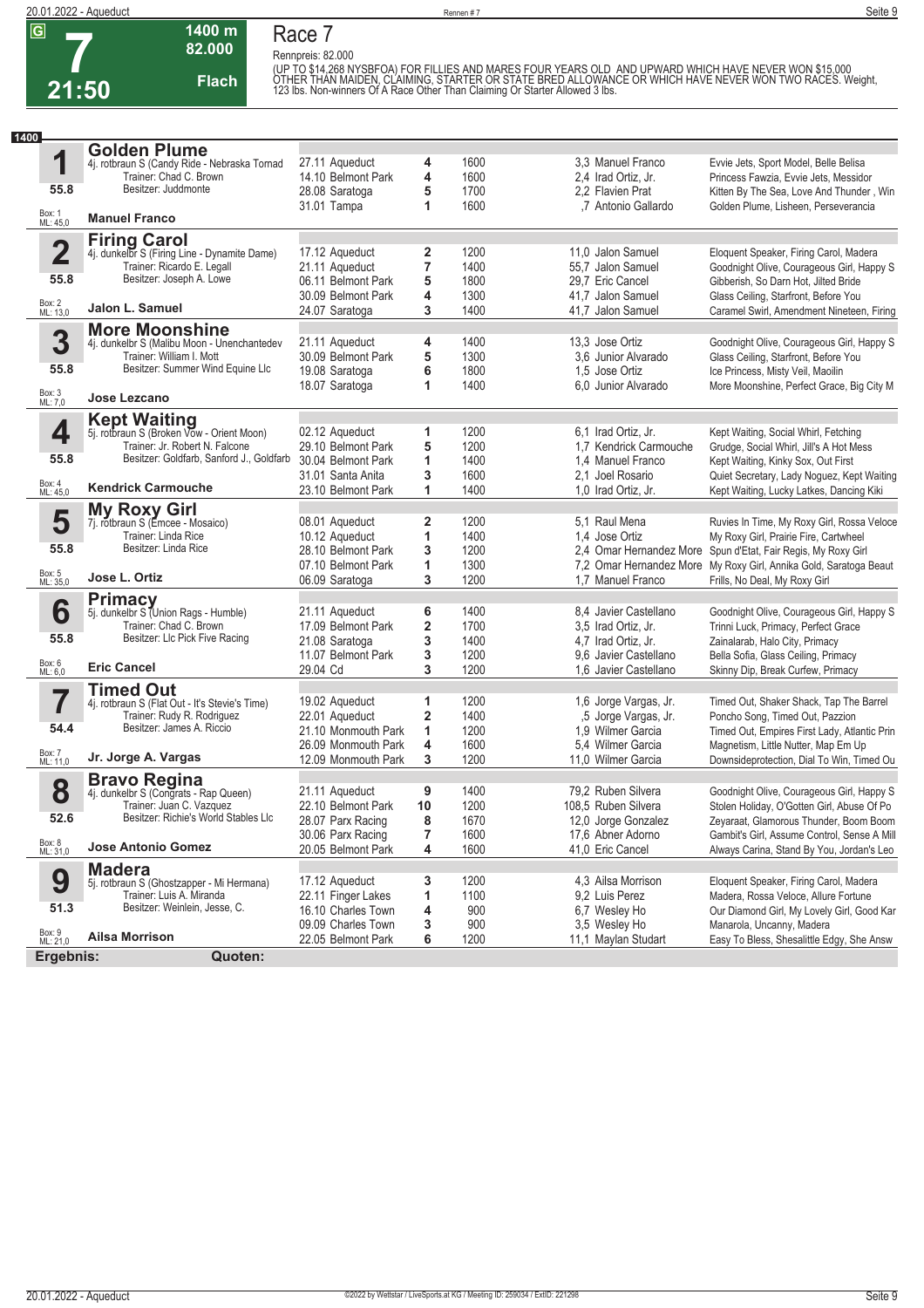# Race 7

**G** **7** **21:50** — 1400 m — 82.000 — Flach

Rennpreis: 82.000

(UP TO $14,268 NYSBFOA) FOR FILLIES AND MARES FOUR YEARS OLD AND UPWARD WHICH HAVE NEVER WON $15,000 OTHER THAN MAIDEN, CLAIMING, STARTER OR STATE BRED ALLOWANCE OR WHICH HAVE NEVER WON TWO RACES. Weight, 123 lbs. Non-winners Of A Race Other Than Claiming Or Starter Allowed 3 lbs.

**1400**

## 1 Golden Plume

4j. rotbraun S (Candy Ride - Nebraska Tornad)
Trainer: Chad C. Brown
Besitzer: Juddmonte
55.8
Box: 1 ML: 45,0
**Manuel Franco**

| Datum | Ort | Platz | Distanz | Quote | Jockey | Einlauf |
|---|---|---|---|---|---|---|
| 27.11 | Aqueduct | 4 | 1600 | 3,3 | Manuel Franco | Evvie Jets, Sport Model, Belle Belisa |
| 14.10 | Belmont Park | 4 | 1600 | 2,4 | Irad Ortiz, Jr. | Princess Fawzia, Evvie Jets, Messidor |
| 28.08 | Saratoga | 5 | 1700 | 2,2 | Flavien Prat | Kitten By The Sea, Love And Thunder , Win |
| 31.01 | Tampa | 1 | 1600 | ,7 | Antonio Gallardo | Golden Plume, Lisheen, Perseverancia |

## 2 Firing Carol

4j. dunkelbr S (Firing Line - Dynamite Dame)
Trainer: Ricardo E. Legall
Besitzer: Joseph A. Lowe
55.8
Box: 2 ML: 13,0
**Jalon L. Samuel**

| Datum | Ort | Platz | Distanz | Quote | Jockey | Einlauf |
|---|---|---|---|---|---|---|
| 17.12 | Aqueduct | 2 | 1200 | 11,0 | Jalon Samuel | Eloquent Speaker, Firing Carol, Madera |
| 21.11 | Aqueduct | 7 | 1400 | 55,7 | Jalon Samuel | Goodnight Olive, Courageous Girl, Happy S |
| 06.11 | Belmont Park | 5 | 1800 | 29,7 | Eric Cancel | Gibberish, So Darn Hot, Jilted Bride |
| 30.09 | Belmont Park | 4 | 1300 | 41,7 | Jalon Samuel | Glass Ceiling, Starfront, Before You |
| 24.07 | Saratoga | 3 | 1400 | 41,7 | Jalon Samuel | Caramel Swirl, Amendment Nineteen, Firing |

## 3 More Moonshine

4j. dunkelbr S (Malibu Moon - Unenchantedev)
Trainer: William I. Mott
Besitzer: Summer Wind Equine Llc
55.8
Box: 3 ML: 7,0
**Jose Lezcano**

| Datum | Ort | Platz | Distanz | Quote | Jockey | Einlauf |
|---|---|---|---|---|---|---|
| 21.11 | Aqueduct | 4 | 1400 | 13,3 | Jose Ortiz | Goodnight Olive, Courageous Girl, Happy S |
| 30.09 | Belmont Park | 5 | 1300 | 3,6 | Junior Alvarado | Glass Ceiling, Starfront, Before You |
| 19.08 | Saratoga | 6 | 1800 | 1,5 | Jose Ortiz | Ice Princess, Misty Veil, Maoilin |
| 18.07 | Saratoga | 1 | 1400 | 6,0 | Junior Alvarado | More Moonshine, Perfect Grace, Big City M |

## 4 Kept Waiting

5j. rotbraun S (Broken Vow - Orient Moon)
Trainer: Jr. Robert N. Falcone
Besitzer: Goldfarb, Sanford J., Goldfarb
55.8
Box: 4 ML: 45,0
**Kendrick Carmouche**

| Datum | Ort | Platz | Distanz | Quote | Jockey | Einlauf |
|---|---|---|---|---|---|---|
| 02.12 | Aqueduct | 1 | 1200 | 6,1 | Irad Ortiz, Jr. | Kept Waiting, Social Whirl, Fetching |
| 29.10 | Belmont Park | 5 | 1200 | 1,7 | Kendrick Carmouche | Grudge, Social Whirl, Jill's A Hot Mess |
| 30.04 | Belmont Park | 1 | 1400 | 1,4 | Manuel Franco | Kept Waiting, Kinky Sox, Out First |
| 31.01 | Santa Anita | 3 | 1600 | 2,1 | Joel Rosario | Quiet Secretary, Lady Noguez, Kept Waiting |
| 23.10 | Belmont Park | 1 | 1400 | 1,0 | Irad Ortiz, Jr. | Kept Waiting, Lucky Latkes, Dancing Kiki |

## 5 My Roxy Girl

7j. rotbraun S (Emcee - Mosaico)
Trainer: Linda Rice
Besitzer: Linda Rice
55.8
Box: 5 ML: 35,0
**Jose L. Ortiz**

| Datum | Ort | Platz | Distanz | Quote | Jockey | Einlauf |
|---|---|---|---|---|---|---|
| 08.01 | Aqueduct | 2 | 1200 | 5,1 | Raul Mena | Ruvies In Time, My Roxy Girl, Rossa Veloce |
| 10.12 | Aqueduct | 1 | 1400 | 1,4 | Jose Ortiz | My Roxy Girl, Prairie Fire, Cartwheel |
| 28.10 | Belmont Park | 3 | 1200 | 2,4 | Omar Hernandez More | Spun d'Etat, Fair Regis, My Roxy Girl |
| 07.10 | Belmont Park | 1 | 1300 | 7,2 | Omar Hernandez More | My Roxy Girl, Annika Gold, Saratoga Beaut |
| 06.09 | Saratoga | 3 | 1200 | 1,7 | Manuel Franco | Frills, No Deal, My Roxy Girl |

## 6 Primacy

5j. dunkelbr S (Union Rags - Humble)
Trainer: Chad C. Brown
Besitzer: Llc Pick Five Racing
55.8
Box: 6 ML: 6,0
**Eric Cancel**

| Datum | Ort | Platz | Distanz | Quote | Jockey | Einlauf |
|---|---|---|---|---|---|---|
| 21.11 | Aqueduct | 6 | 1400 | 8,4 | Javier Castellano | Goodnight Olive, Courageous Girl, Happy S |
| 17.09 | Belmont Park | 2 | 1700 | 3,5 | Irad Ortiz, Jr. | Trinni Luck, Primacy, Perfect Grace |
| 21.08 | Saratoga | 3 | 1400 | 4,7 | Irad Ortiz, Jr. | Zainalarab, Halo City, Primacy |
| 11.07 | Belmont Park | 3 | 1200 | 9,6 | Javier Castellano | Bella Sofia, Glass Ceiling, Primacy |
| 29.04 | Cd | 3 | 1200 | 1,6 | Javier Castellano | Skinny Dip, Break Curfew, Primacy |

## 7 Timed Out

4j. rotbraun S (Flat Out - It's Stevie's Time)
Trainer: Rudy R. Rodriguez
Besitzer: James A. Riccio
54.4
Box: 7 ML: 11,0
**Jr. Jorge A. Vargas**

| Datum | Ort | Platz | Distanz | Quote | Jockey | Einlauf |
|---|---|---|---|---|---|---|
| 19.02 | Aqueduct | 1 | 1200 | 1,6 | Jorge Vargas, Jr. | Timed Out, Shaker Shack, Tap The Barrel |
| 22.01 | Aqueduct | 2 | 1400 | ,5 | Jorge Vargas, Jr. | Poncho Song, Timed Out, Pazzion |
| 21.10 | Monmouth Park | 1 | 1200 | 1,9 | Wilmer Garcia | Timed Out, Empires First Lady, Atlantic Prin |
| 26.09 | Monmouth Park | 4 | 1600 | 5,4 | Wilmer Garcia | Magnetism, Little Nutter, Map Em Up |
| 12.09 | Monmouth Park | 3 | 1200 | 11,0 | Wilmer Garcia | Downsideprotection, Dial To Win, Timed Ou |

## 8 Bravo Regina

4j. dunkelbr S (Congrats - Rap Queen)
Trainer: Juan C. Vazquez
Besitzer: Richie's World Stables Llc
52.6
Box: 8 ML: 31,0
**Jose Antonio Gomez**

| Datum | Ort | Platz | Distanz | Quote | Jockey | Einlauf |
|---|---|---|---|---|---|---|
| 21.11 | Aqueduct | 9 | 1400 | 79,2 | Ruben Silvera | Goodnight Olive, Courageous Girl, Happy S |
| 22.10 | Belmont Park | 10 | 1200 | 108,5 | Ruben Silvera | Stolen Holiday, O'Gotten Girl, Abuse Of Po |
| 28.07 | Parx Racing | 8 | 1670 | 12,0 | Jorge Gonzalez | Zeyaraat, Glamorous Thunder, Boom Boom |
| 30.06 | Parx Racing | 7 | 1600 | 17,6 | Abner Adorno | Gambit's Girl, Assume Control, Sense A Mill |
| 20.05 | Belmont Park | 4 | 1600 | 41,0 | Eric Cancel | Always Carina, Stand By You, Jordan's Leo |

## 9 Madera

5j. rotbraun S (Ghostzapper - Mi Hermana)
Trainer: Luis A. Miranda
Besitzer: Weinlein, Jesse, C.
51.3
Box: 9 ML: 21,0
**Ailsa Morrison**

| Datum | Ort | Platz | Distanz | Quote | Jockey | Einlauf |
|---|---|---|---|---|---|---|
| 17.12 | Aqueduct | 3 | 1200 | 4,3 | Ailsa Morrison | Eloquent Speaker, Firing Carol, Madera |
| 22.11 | Finger Lakes | 1 | 1100 | 9,2 | Luis Perez | Madera, Rossa Veloce, Allure Fortune |
| 16.10 | Charles Town | 4 | 900 | 6,7 | Wesley Ho | Our Diamond Girl, My Lovely Girl, Good Kar |
| 09.09 | Charles Town | 3 | 900 | 3,5 | Wesley Ho | Manarola, Uncanny, Madera |
| 22.05 | Belmont Park | 6 | 1200 | 11,1 | Maylan Studart | Easy To Bless, Shesalittle Edgy, She Answ |

**Ergebnis:** **Quoten:**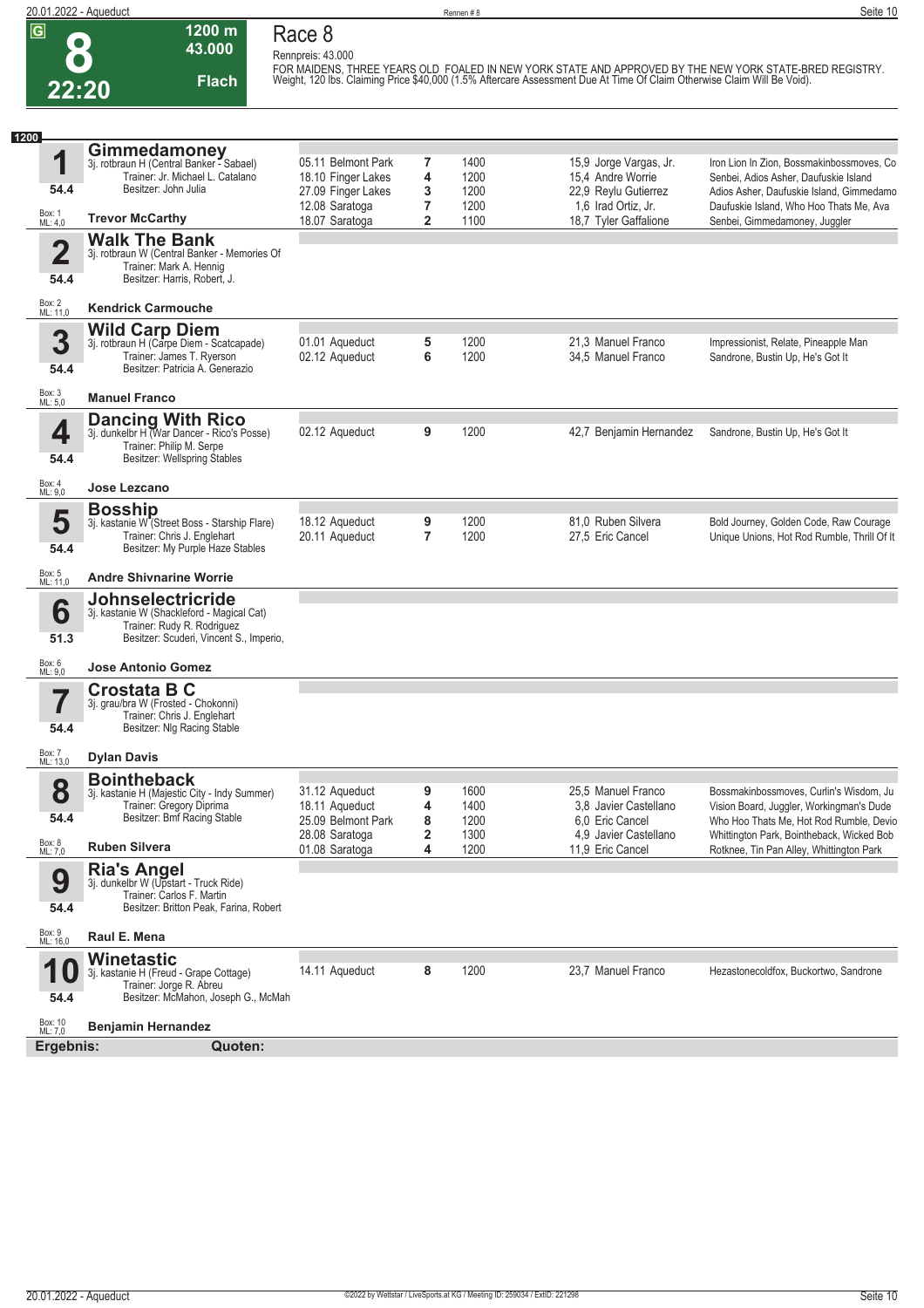G

# 8

22:20

1200 m
43.000

Flach

## Race 8

Rennpreis: 43.000

FOR MAIDENS, THREE YEARS OLD FOALED IN NEW YORK STATE AND APPROVED BY THE NEW YORK STATE-BRED REGISTRY. Weight, 120 lbs. Claiming Price $40,000 (1.5% Aftercare Assessment Due At Time Of Claim Otherwise Claim Will Be Void).

1200

### 1 Gimmedamoney
3j. rotbraun H (Central Banker - Sabael)
Trainer: Jr. Michael L. Catalano
Besitzer: John Julia
54.4
Box: 1
ML: 4,0
**Trevor McCarthy**

| | | | | | |
|---|---|---|---|---|---|
| 05.11 Belmont Park | 7 | 1400 | 15,9 | Jorge Vargas, Jr. | Iron Lion In Zion, Bossmakinbossmoves, Co |
| 18.10 Finger Lakes | 4 | 1200 | 15,4 | Andre Worrie | Senbei, Adios Asher, Daufuskie Island |
| 27.09 Finger Lakes | 3 | 1200 | 22,9 | Reylu Gutierrez | Adios Asher, Daufuskie Island, Gimmedamo |
| 12.08 Saratoga | 7 | 1200 | 1,6 | Irad Ortiz, Jr. | Daufuskie Island, Who Hoo Thats Me, Ava |
| 18.07 Saratoga | 2 | 1100 | 18,7 | Tyler Gaffalione | Senbei, Gimmedamoney, Juggler |

### 2 Walk The Bank
3j. rotbraun W (Central Banker - Memories Of
Trainer: Mark A. Hennig
Besitzer: Harris, Robert, J.
54.4
Box: 2
ML: 11,0
**Kendrick Carmouche**

### 3 Wild Carp Diem
3j. rotbraun H (Carpe Diem - Scatcapade)
Trainer: James T. Ryerson
Besitzer: Patricia A. Generazio
54.4
Box: 3
ML: 5,0
**Manuel Franco**

| | | | | | |
|---|---|---|---|---|---|
| 01.01 Aqueduct | 5 | 1200 | 21,3 | Manuel Franco | Impressionist, Relate, Pineapple Man |
| 02.12 Aqueduct | 6 | 1200 | 34,5 | Manuel Franco | Sandrone, Bustin Up, He's Got It |

### 4 Dancing With Rico
3j. dunkelbr H (War Dancer - Rico's Posse)
Trainer: Philip M. Serpe
Besitzer: Wellspring Stables
54.4
Box: 4
ML: 9,0
**Jose Lezcano**

| | | | | | |
|---|---|---|---|---|---|
| 02.12 Aqueduct | 9 | 1200 | 42,7 | Benjamin Hernandez | Sandrone, Bustin Up, He's Got It |

### 5 Bosship
3j. kastanie W (Street Boss - Starship Flare)
Trainer: Chris J. Englehart
Besitzer: My Purple Haze Stables
54.4
Box: 5
ML: 11,0
**Andre Shivnarine Worrie**

| | | | | | |
|---|---|---|---|---|---|
| 18.12 Aqueduct | 9 | 1200 | 81,0 | Ruben Silvera | Bold Journey, Golden Code, Raw Courage |
| 20.11 Aqueduct | 7 | 1200 | 27,5 | Eric Cancel | Unique Unions, Hot Rod Rumble, Thrill Of It |

### 6 Johnselectricride
3j. kastanie W (Shackleford - Magical Cat)
Trainer: Rudy R. Rodriguez
Besitzer: Scuderi, Vincent S., Imperio,
51.3
Box: 6
ML: 9,0
**Jose Antonio Gomez**

### 7 Crostata B C
3j. grau/bra W (Frosted - Chokonni)
Trainer: Chris J. Englehart
Besitzer: Nlg Racing Stable
54.4
Box: 7
ML: 13,0
**Dylan Davis**

### 8 Bointheback
3j. kastanie H (Majestic City - Indy Summer)
Trainer: Gregory Diprima
Besitzer: Bmf Racing Stable
54.4
Box: 8
ML: 7,0
**Ruben Silvera**

| | | | | | |
|---|---|---|---|---|---|
| 31.12 Aqueduct | 9 | 1600 | 25,5 | Manuel Franco | Bossmakinbossmoves, Curlin's Wisdom, Ju |
| 18.11 Aqueduct | 4 | 1400 | 3,8 | Javier Castellano | Vision Board, Juggler, Workingman's Dude |
| 25.09 Belmont Park | 8 | 1200 | 6,0 | Eric Cancel | Who Hoo Thats Me, Hot Rod Rumble, Devio |
| 28.08 Saratoga | 2 | 1300 | 4,9 | Javier Castellano | Whittington Park, Bointheback, Wicked Bob |
| 01.08 Saratoga | 4 | 1200 | 11,9 | Eric Cancel | Rotknee, Tin Pan Alley, Whittington Park |

### 9 Ria's Angel
3j. dunkelbr W (Upstart - Truck Ride)
Trainer: Carlos F. Martin
Besitzer: Britton Peak, Farina, Robert
54.4
Box: 9
ML: 16,0
**Raul E. Mena**

### 10 Winetastic
3j. kastanie H (Freud - Grape Cottage)
Trainer: Jorge R. Abreu
Besitzer: McMahon, Joseph G., McMah
54.4
Box: 10
ML: 7,0
**Benjamin Hernandez**

| | | | | | |
|---|---|---|---|---|---|
| 14.11 Aqueduct | 8 | 1200 | 23,7 | Manuel Franco | Hezastonecoldfox, Buckortwo, Sandrone |

**Ergebnis:** **Quoten:**